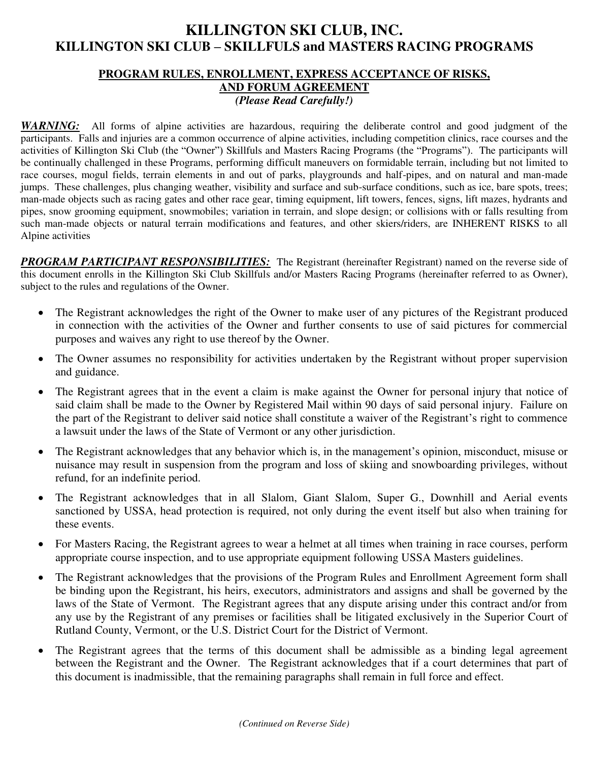# KILLINGTON SKI CLUB, INC.
## KILLINGTON SKI CLUB – SKILLFULS and MASTERS RACING PROGRAMS

### PROGRAM RULES, ENROLLMENT, EXPRESS ACCEPTANCE OF RISKS, AND FORUM AGREEMENT
***(Please Read Carefully!)***

***WARNING:*** All forms of alpine activities are hazardous, requiring the deliberate control and good judgment of the participants. Falls and injuries are a common occurrence of alpine activities, including competition clinics, race courses and the activities of Killington Ski Club (the "Owner") Skillfuls and Masters Racing Programs (the "Programs"). The participants will be continually challenged in these Programs, performing difficult maneuvers on formidable terrain, including but not limited to race courses, mogul fields, terrain elements in and out of parks, playgrounds and half-pipes, and on natural and man-made jumps. These challenges, plus changing weather, visibility and surface and sub-surface conditions, such as ice, bare spots, trees; man-made objects such as racing gates and other race gear, timing equipment, lift towers, fences, signs, lift mazes, hydrants and pipes, snow grooming equipment, snowmobiles; variation in terrain, and slope design; or collisions with or falls resulting from such man-made objects or natural terrain modifications and features, and other skiers/riders, are INHERENT RISKS to all Alpine activities

***PROGRAM PARTICIPANT RESPONSIBILITIES:*** The Registrant (hereinafter Registrant) named on the reverse side of this document enrolls in the Killington Ski Club Skillfuls and/or Masters Racing Programs (hereinafter referred to as Owner), subject to the rules and regulations of the Owner.

- The Registrant acknowledges the right of the Owner to make user of any pictures of the Registrant produced in connection with the activities of the Owner and further consents to use of said pictures for commercial purposes and waives any right to use thereof by the Owner.
- The Owner assumes no responsibility for activities undertaken by the Registrant without proper supervision and guidance.
- The Registrant agrees that in the event a claim is make against the Owner for personal injury that notice of said claim shall be made to the Owner by Registered Mail within 90 days of said personal injury. Failure on the part of the Registrant to deliver said notice shall constitute a waiver of the Registrant's right to commence a lawsuit under the laws of the State of Vermont or any other jurisdiction.
- The Registrant acknowledges that any behavior which is, in the management's opinion, misconduct, misuse or nuisance may result in suspension from the program and loss of skiing and snowboarding privileges, without refund, for an indefinite period.
- The Registrant acknowledges that in all Slalom, Giant Slalom, Super G., Downhill and Aerial events sanctioned by USSA, head protection is required, not only during the event itself but also when training for these events.
- For Masters Racing, the Registrant agrees to wear a helmet at all times when training in race courses, perform appropriate course inspection, and to use appropriate equipment following USSA Masters guidelines.
- The Registrant acknowledges that the provisions of the Program Rules and Enrollment Agreement form shall be binding upon the Registrant, his heirs, executors, administrators and assigns and shall be governed by the laws of the State of Vermont. The Registrant agrees that any dispute arising under this contract and/or from any use by the Registrant of any premises or facilities shall be litigated exclusively in the Superior Court of Rutland County, Vermont, or the U.S. District Court for the District of Vermont.
- The Registrant agrees that the terms of this document shall be admissible as a binding legal agreement between the Registrant and the Owner. The Registrant acknowledges that if a court determines that part of this document is inadmissible, that the remaining paragraphs shall remain in full force and effect.

*(Continued on Reverse Side)*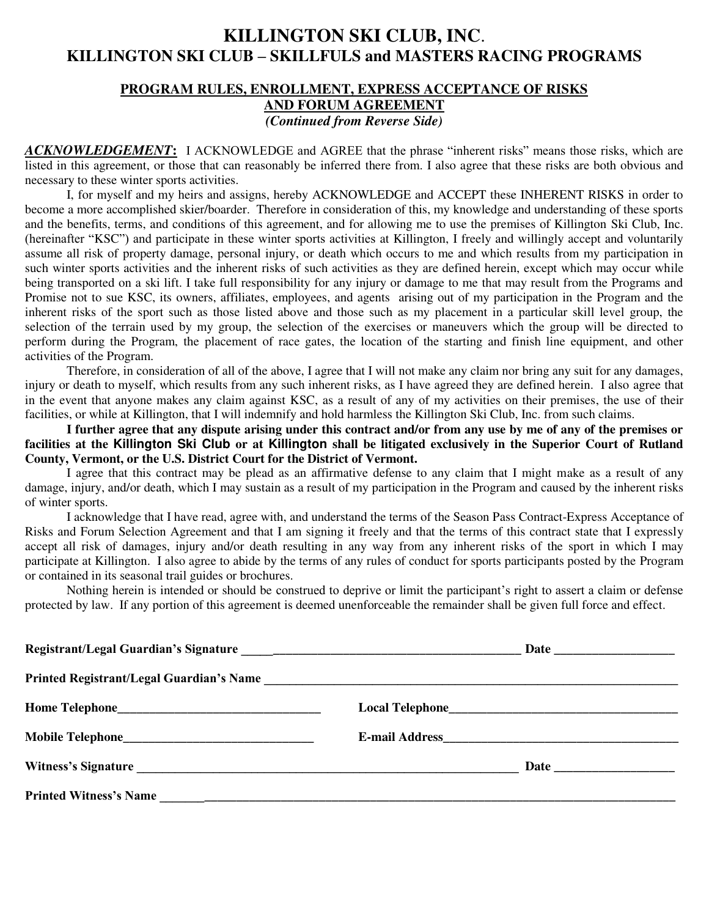# KILLINGTON SKI CLUB, INC.

## KILLINGTON SKI CLUB – SKILLFULS and MASTERS RACING PROGRAMS

### PROGRAM RULES, ENROLLMENT, EXPRESS ACCEPTANCE OF RISKS AND FORUM AGREEMENT

***(Continued from Reverse Side)***

***ACKNOWLEDGEMENT*:** I ACKNOWLEDGE and AGREE that the phrase "inherent risks" means those risks, which are listed in this agreement, or those that can reasonably be inferred there from. I also agree that these risks are both obvious and necessary to these winter sports activities.

I, for myself and my heirs and assigns, hereby ACKNOWLEDGE and ACCEPT these INHERENT RISKS in order to become a more accomplished skier/boarder. Therefore in consideration of this, my knowledge and understanding of these sports and the benefits, terms, and conditions of this agreement, and for allowing me to use the premises of Killington Ski Club, Inc. (hereinafter "KSC") and participate in these winter sports activities at Killington, I freely and willingly accept and voluntarily assume all risk of property damage, personal injury, or death which occurs to me and which results from my participation in such winter sports activities and the inherent risks of such activities as they are defined herein, except which may occur while being transported on a ski lift. I take full responsibility for any injury or damage to me that may result from the Programs and Promise not to sue KSC, its owners, affiliates, employees, and agents arising out of my participation in the Program and the inherent risks of the sport such as those listed above and those such as my placement in a particular skill level group, the selection of the terrain used by my group, the selection of the exercises or maneuvers which the group will be directed to perform during the Program, the placement of race gates, the location of the starting and finish line equipment, and other activities of the Program.

Therefore, in consideration of all of the above, I agree that I will not make any claim nor bring any suit for any damages, injury or death to myself, which results from any such inherent risks, as I have agreed they are defined herein. I also agree that in the event that anyone makes any claim against KSC, as a result of any of my activities on their premises, the use of their facilities, or while at Killington, that I will indemnify and hold harmless the Killington Ski Club, Inc. from such claims.

**I further agree that any dispute arising under this contract and/or from any use by me of any of the premises or facilities at the Killington Ski Club or at Killington shall be litigated exclusively in the Superior Court of Rutland County, Vermont, or the U.S. District Court for the District of Vermont.**

I agree that this contract may be plead as an affirmative defense to any claim that I might make as a result of any damage, injury, and/or death, which I may sustain as a result of my participation in the Program and caused by the inherent risks of winter sports.

I acknowledge that I have read, agree with, and understand the terms of the Season Pass Contract-Express Acceptance of Risks and Forum Selection Agreement and that I am signing it freely and that the terms of this contract state that I expressly accept all risk of damages, injury and/or death resulting in any way from any inherent risks of the sport in which I may participate at Killington. I also agree to abide by the terms of any rules of conduct for sports participants posted by the Program or contained in its seasonal trail guides or brochures.

Nothing herein is intended or should be construed to deprive or limit the participant's right to assert a claim or defense protected by law. If any portion of this agreement is deemed unenforceable the remainder shall be given full force and effect.

**Registrant/Legal Guardian's Signature** ______________________________________________ **Date** ____________________

**Printed Registrant/Legal Guardian's Name** ____________________________________________________________________

**Home Telephone**________________________________ **Local Telephone**_____________________________________

**Mobile Telephone**______________________________ **E-mail Address**______________________________________

**Witness's Signature** _______________________________________________________________ **Date** ____________________

**Printed Witness's Name** ___________________________________________________________________________________